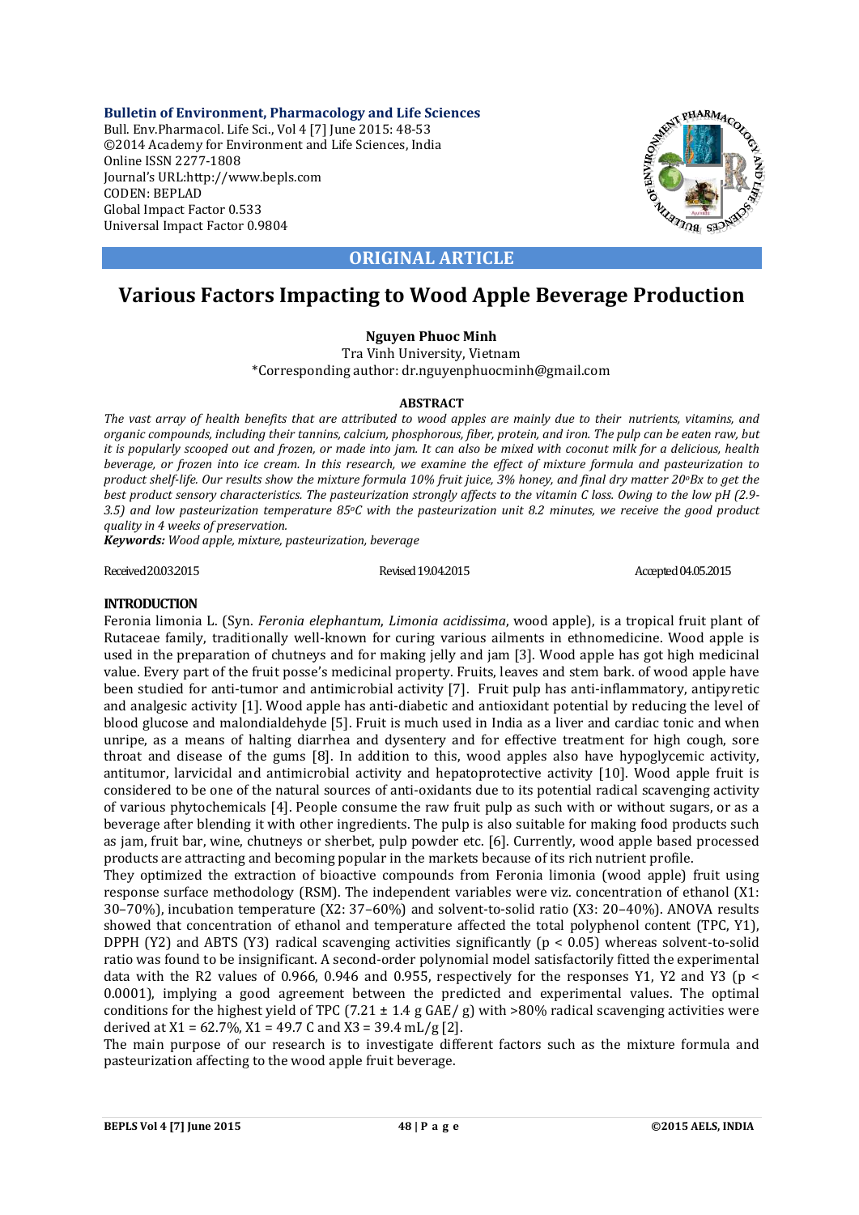**Bulletin of Environment, Pharmacology and Life Sciences**
Bull. Env.Pharmacol. Life Sci., Vol 4 [7] June 2015: 48-53
©2014 Academy for Environment and Life Sciences, India
Online ISSN 2277-1808
Journal's URL:http://www.bepls.com
CODEN: BEPLAD
Global Impact Factor 0.533
Universal Impact Factor 0.9804

**ORIGINAL ARTICLE**

# Various Factors Impacting to Wood Apple Beverage Production

**Nguyen Phuoc Minh**

Tra Vinh University, Vietnam

*Corresponding author: dr.nguyenphuocminh@gmail.com

## ABSTRACT

*The vast array of health benefits that are attributed to wood apples are mainly due to their nutrients, vitamins, and organic compounds, including their tannins, calcium, phosphorous, fiber, protein, and iron. The pulp can be eaten raw, but it is popularly scooped out and frozen, or made into jam. It can also be mixed with coconut milk for a delicious, health beverage, or frozen into ice cream. In this research, we examine the effect of mixture formula and pasteurization to product shelf-life. Our results show the mixture formula 10% fruit juice, 3% honey, and final dry matter 20°Bx to get the best product sensory characteristics. The pasteurization strongly affects to the vitamin C loss. Owing to the low pH (2.9-3.5) and low pasteurization temperature 85°C with the pasteurization unit 8.2 minutes, we receive the good product quality in 4 weeks of preservation.*

***Keywords:*** *Wood apple, mixture, pasteurization, beverage*

Received 20.03.2015 Revised 19.04.2015 Accepted 04.05.2015

## INTRODUCTION

Feronia limonia L. (Syn. *Feronia elephantum*, *Limonia acidissima*, wood apple), is a tropical fruit plant of Rutaceae family, traditionally well-known for curing various ailments in ethnomedicine. Wood apple is used in the preparation of chutneys and for making jelly and jam [3]. Wood apple has got high medicinal value. Every part of the fruit posse's medicinal property. Fruits, leaves and stem bark. of wood apple have been studied for anti-tumor and antimicrobial activity [7]. Fruit pulp has anti-inflammatory, antipyretic and analgesic activity [1]. Wood apple has anti-diabetic and antioxidant potential by reducing the level of blood glucose and malondialdehyde [5]. Fruit is much used in India as a liver and cardiac tonic and when unripe, as a means of halting diarrhea and dysentery and for effective treatment for high cough, sore throat and disease of the gums [8]. In addition to this, wood apples also have hypoglycemic activity, antitumor, larvicidal and antimicrobial activity and hepatoprotective activity [10]. Wood apple fruit is considered to be one of the natural sources of anti-oxidants due to its potential radical scavenging activity of various phytochemicals [4]. People consume the raw fruit pulp as such with or without sugars, or as a beverage after blending it with other ingredients. The pulp is also suitable for making food products such as jam, fruit bar, wine, chutneys or sherbet, pulp powder etc. [6]. Currently, wood apple based processed products are attracting and becoming popular in the markets because of its rich nutrient profile.

They optimized the extraction of bioactive compounds from Feronia limonia (wood apple) fruit using response surface methodology (RSM). The independent variables were viz. concentration of ethanol ($X_1$: 30–70%), incubation temperature ($X_2$: 37–60%) and solvent-to-solid ratio ($X_3$: 20–40%). ANOVA results showed that concentration of ethanol and temperature affected the total polyphenol content (TPC, $Y_1$), DPPH ($Y_2$) and ABTS ($Y_3$) radical scavenging activities significantly ($p < 0.05$) whereas solvent-to-solid ratio was found to be insignificant. A second-order polynomial model satisfactorily fitted the experimental data with the $R^2$ values of 0.966, 0.946 and 0.955, respectively for the responses $Y_1$, $Y_2$ and $Y_3$ ($p < 0.0001$), implying a good agreement between the predicted and experimental values. The optimal conditions for the highest yield of TPC (7.21 ± 1.4 g GAE/ g) with >80% radical scavenging activities were derived at $X_1$ = 62.7%, $X_1$ = 49.7 C and $X_3$ = 39.4 mL/g [2].

The main purpose of our research is to investigate different factors such as the mixture formula and pasteurization affecting to the wood apple fruit beverage.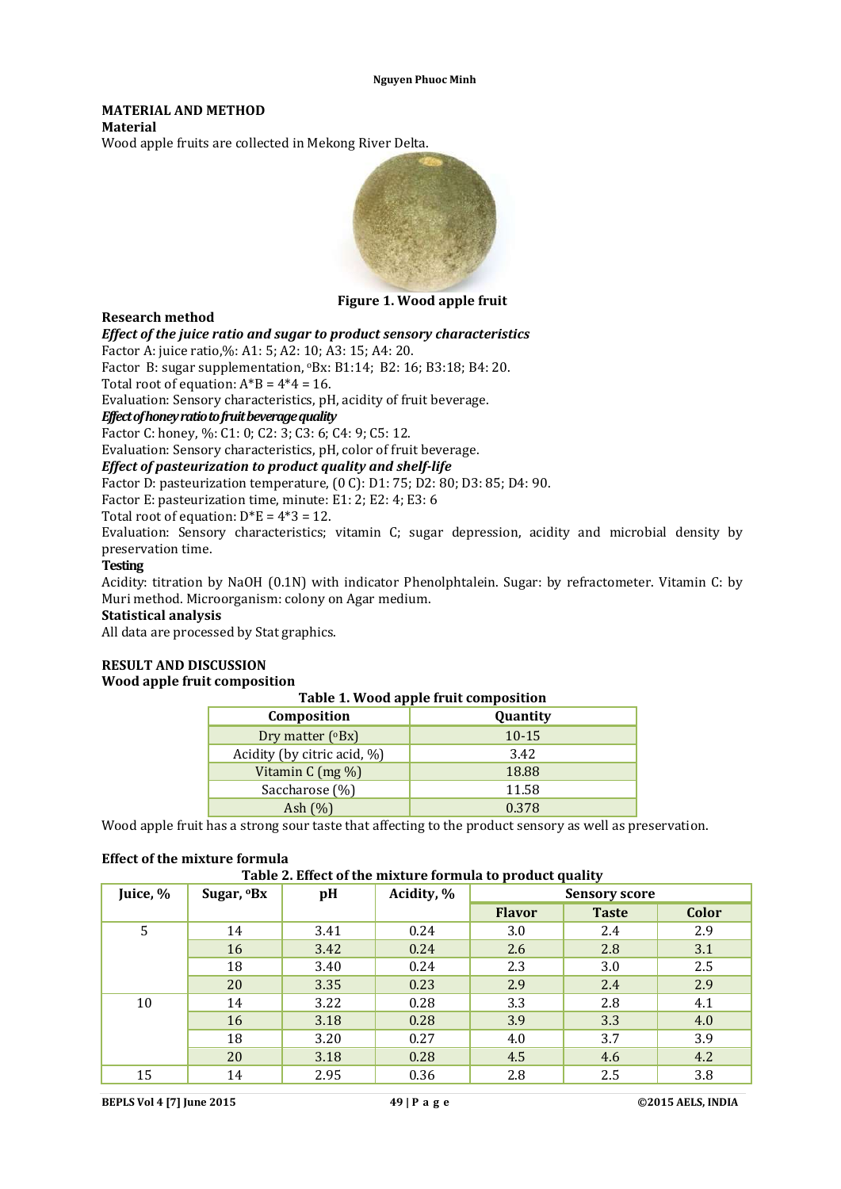## MATERIAL AND METHOD

### Material

Wood apple fruits are collected in Mekong River Delta.

**Figure 1. Wood apple fruit**

### Research method

***Effect of the juice ratio and sugar to product sensory characteristics***

Factor A: juice ratio,%: A1: 5; A2: 10; A3: 15; A4: 20.

Factor B: sugar supplementation, °Bx: B1:14; B2: 16; B3:18; B4: 20.

Total root of equation: A*B = 4*4 = 16.

Evaluation: Sensory characteristics, pH, acidity of fruit beverage.

***Effect of honey ratio to fruit beverage quality***

Factor C: honey, %: C1: 0; C2: 3; C3: 6; C4: 9; C5: 12.

Evaluation: Sensory characteristics, pH, color of fruit beverage.

***Effect of pasteurization to product quality and shelf-life***

Factor D: pasteurization temperature, (0 C): D1: 75; D2: 80; D3: 85; D4: 90.

Factor E: pasteurization time, minute: E1: 2; E2: 4; E3: 6

Total root of equation: D*E = 4*3 = 12.

Evaluation: Sensory characteristics; vitamin C; sugar depression, acidity and microbial density by preservation time.

**Testing**

Acidity: titration by NaOH (0.1N) with indicator Phenolphtalein. Sugar: by refractometer. Vitamin C: by Muri method. Microorganism: colony on Agar medium.

**Statistical analysis**

All data are processed by Stat graphics.

## RESULT AND DISCUSSION

### Wood apple fruit composition

**Table 1. Wood apple fruit composition**

| Composition | Quantity |
|---|---|
| Dry matter (°Bx) | 10-15 |
| Acidity (by citric acid, %) | 3.42 |
| Vitamin C (mg %) | 18.88 |
| Saccharose (%) | 11.58 |
| Ash (%) | 0.378 |

Wood apple fruit has a strong sour taste that affecting to the product sensory as well as preservation.

### Effect of the mixture formula

**Table 2. Effect of the mixture formula to product quality**

| Juice, % | Sugar, °Bx | pH | Acidity, % | Sensory score | | |
|---|---|---|---|---|---|---|
| | | | | Flavor | Taste | Color |
| 5 | 14 | 3.41 | 0.24 | 3.0 | 2.4 | 2.9 |
| | 16 | 3.42 | 0.24 | 2.6 | 2.8 | 3.1 |
| | 18 | 3.40 | 0.24 | 2.3 | 3.0 | 2.5 |
| | 20 | 3.35 | 0.23 | 2.9 | 2.4 | 2.9 |
| 10 | 14 | 3.22 | 0.28 | 3.3 | 2.8 | 4.1 |
| | 16 | 3.18 | 0.28 | 3.9 | 3.3 | 4.0 |
| | 18 | 3.20 | 0.27 | 4.0 | 3.7 | 3.9 |
| | 20 | 3.18 | 0.28 | 4.5 | 4.6 | 4.2 |
| 15 | 14 | 2.95 | 0.36 | 2.8 | 2.5 | 3.8 |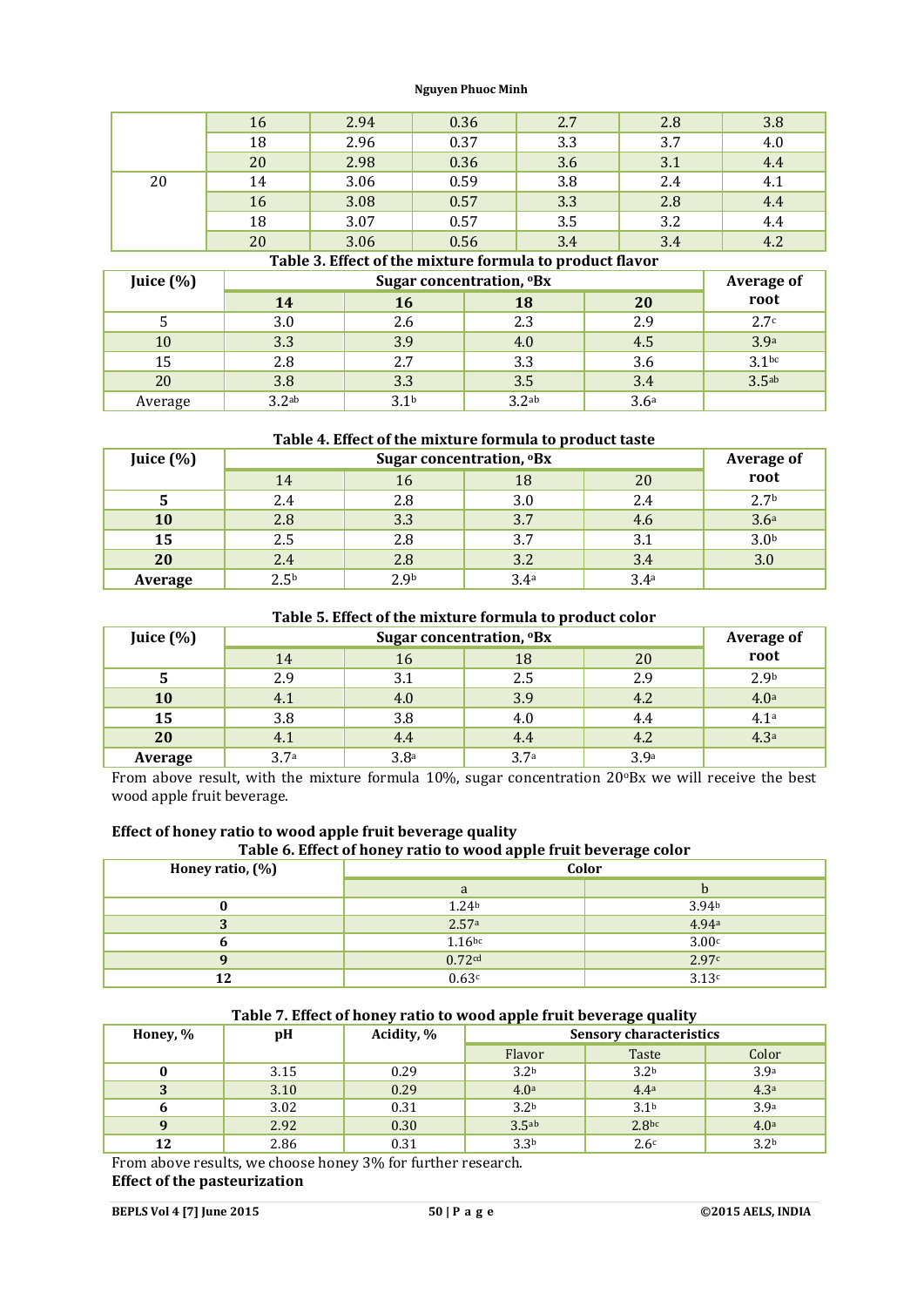|  | 16 | 2.94 | 0.36 | 2.7 | 2.8 | 3.8 |
|---|---|---|---|---|---|---|
|  | 18 | 2.96 | 0.37 | 3.3 | 3.7 | 4.0 |
|  | 20 | 2.98 | 0.36 | 3.6 | 3.1 | 4.4 |
| 20 | 14 | 3.06 | 0.59 | 3.8 | 2.4 | 4.1 |
|  | 16 | 3.08 | 0.57 | 3.3 | 2.8 | 4.4 |
|  | 18 | 3.07 | 0.57 | 3.5 | 3.2 | 4.4 |
|  | 20 | 3.06 | 0.56 | 3.4 | 3.4 | 4.2 |

**Table 3. Effect of the mixture formula to product flavor**

| Juice (%) | Sugar concentration, °Bx | | | | Average of root |
|---|---|---|---|---|---|
| | **14** | **16** | **18** | **20** | |
| 5 | 3.0 | 2.6 | 2.3 | 2.9 | 2.7[c] |
| 10 | 3.3 | 3.9 | 4.0 | 4.5 | 3.9[a] |
| 15 | 2.8 | 2.7 | 3.3 | 3.6 | 3.1[bc] |
| 20 | 3.8 | 3.3 | 3.5 | 3.4 | 3.5[ab] |
| Average | 3.2[ab] | 3.1[b] | 3.2[ab] | 3.6[a] | |

**Table 4. Effect of the mixture formula to product taste**

| Juice (%) | Sugar concentration, °Bx | | | | Average of root |
|---|---|---|---|---|---|
| | 14 | 16 | 18 | 20 | |
| **5** | 2.4 | 2.8 | 3.0 | 2.4 | 2.7[b] |
| **10** | 2.8 | 3.3 | 3.7 | 4.6 | 3.6[a] |
| **15** | 2.5 | 2.8 | 3.7 | 3.1 | 3.0[b] |
| **20** | 2.4 | 2.8 | 3.2 | 3.4 | 3.0 |
| **Average** | 2.5[b] | 2.9[b] | 3.4[a] | 3.4[a] | |

**Table 5. Effect of the mixture formula to product color**

| Juice (%) | Sugar concentration, °Bx | | | | Average of root |
|---|---|---|---|---|---|
| | 14 | 16 | 18 | 20 | |
| **5** | 2.9 | 3.1 | 2.5 | 2.9 | 2.9[b] |
| **10** | 4.1 | 4.0 | 3.9 | 4.2 | 4.0[a] |
| **15** | 3.8 | 3.8 | 4.0 | 4.4 | 4.1[a] |
| **20** | 4.1 | 4.4 | 4.4 | 4.2 | 4.3[a] |
| **Average** | 3.7[a] | 3.8[a] | 3.7[a] | 3.9[a] | |

From above result, with the mixture formula 10%, sugar concentration 20°Bx we will receive the best wood apple fruit beverage.

**Effect of honey ratio to wood apple fruit beverage quality**

**Table 6. Effect of honey ratio to wood apple fruit beverage color**

| Honey ratio, (%) | Color | |
|---|---|---|
| | a | b |
| **0** | 1.24[b] | 3.94[b] |
| **3** | 2.57[a] | 4.94[a] |
| **6** | 1.16[bc] | 3.00[c] |
| **9** | 0.72[cd] | 2.97[c] |
| **12** | 0.63[c] | 3.13[c] |

**Table 7. Effect of honey ratio to wood apple fruit beverage quality**

| Honey, % | pH | Acidity, % | Sensory characteristics | | |
|---|---|---|---|---|---|
| | | | Flavor | Taste | Color |
| **0** | 3.15 | 0.29 | 3.2[b] | 3.2[b] | 3.9[a] |
| **3** | 3.10 | 0.29 | 4.0[a] | 4.4[a] | 4.3[a] |
| **6** | 3.02 | 0.31 | 3.2[b] | 3.1[b] | 3.9[a] |
| **9** | 2.92 | 0.30 | 3.5[ab] | 2.8[bc] | 4.0[a] |
| **12** | 2.86 | 0.31 | 3.3[b] | 2.6[c] | 3.2[b] |

From above results, we choose honey 3% for further research.

**Effect of the pasteurization**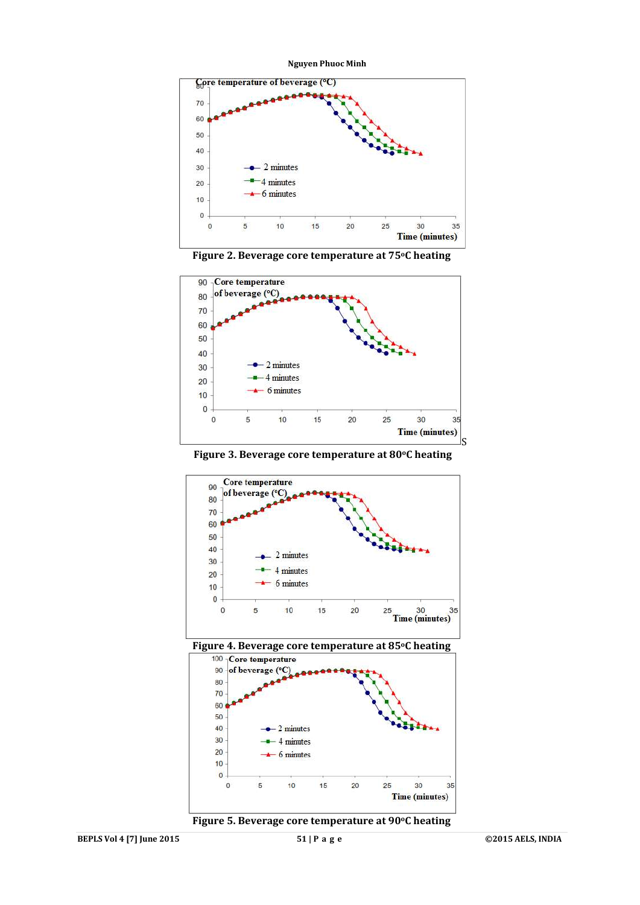Figure 2. Beverage core temperature at 75°C heating

Figure 3. Beverage core temperature at 80°C heating

Figure 4. Beverage core temperature at 85°C heating

Figure 5. Beverage core temperature at 90°C heating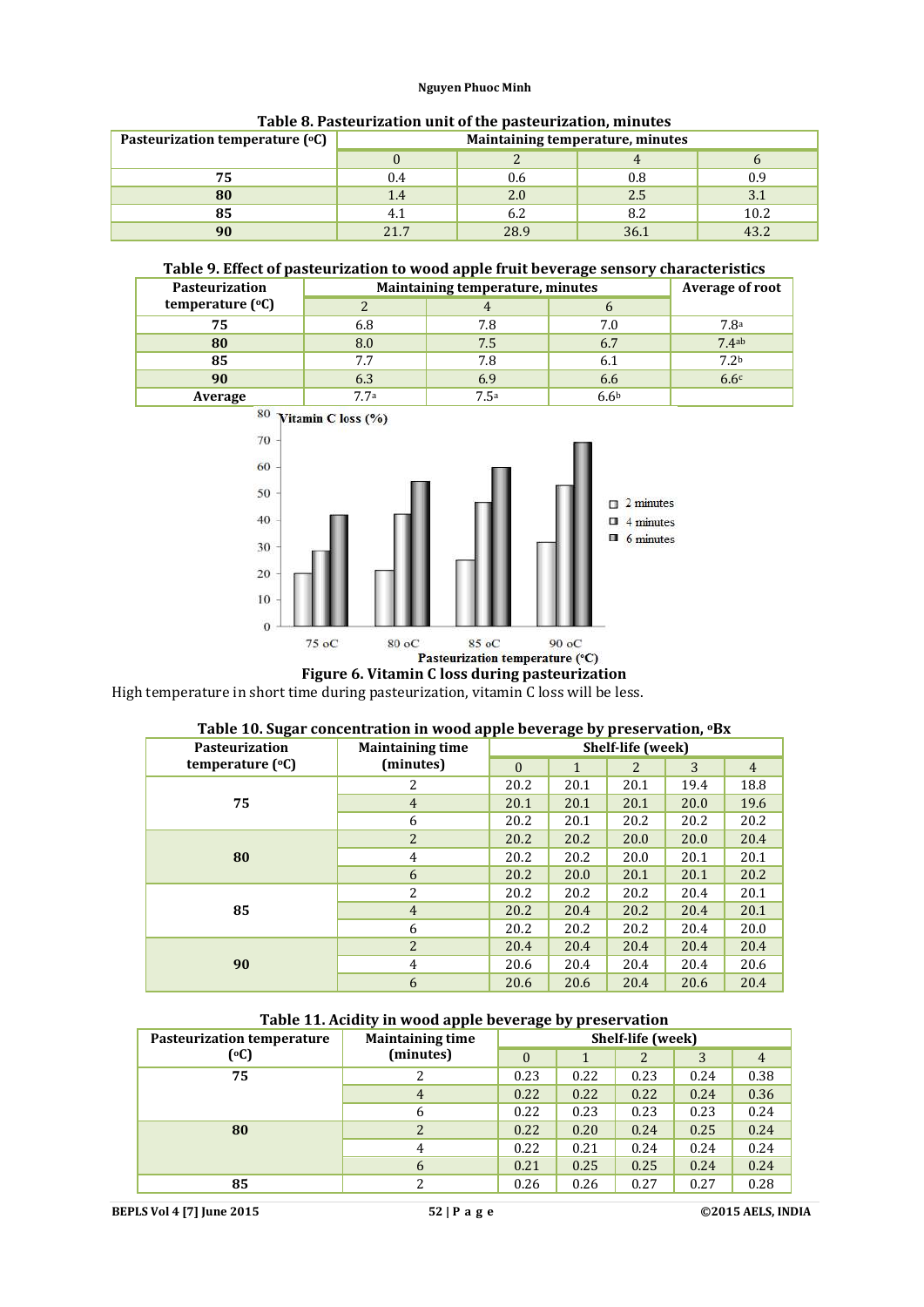**Table 8. Pasteurization unit of the pasteurization, minutes**

| Pasteurization temperature (°C) | Maintaining temperature, minutes | | | |
|---|---|---|---|---|
| | 0 | 2 | 4 | 6 |
| **75** | 0.4 | 0.6 | 0.8 | 0.9 |
| **80** | 1.4 | 2.0 | 2.5 | 3.1 |
| **85** | 4.1 | 6.2 | 8.2 | 10.2 |
| **90** | 21.7 | 28.9 | 36.1 | 43.2 |

**Table 9. Effect of pasteurization to wood apple fruit beverage sensory characteristics**

| Pasteurization temperature (°C) | Maintaining temperature, minutes | | | Average of root |
|---|---|---|---|---|
| | 2 | 4 | 6 | |
| **75** | 6.8 | 7.8 | 7.0 | 7.8[a] |
| **80** | 8.0 | 7.5 | 6.7 | 7.4[ab] |
| **85** | 7.7 | 7.8 | 6.1 | 7.2[b] |
| **90** | 6.3 | 6.9 | 6.6 | 6.6[c] |
| **Average** | 7.7[a] | 7.5[a] | 6.6[b] | |

**Figure 6. Vitamin C loss during pasteurization**

High temperature in short time during pasteurization, vitamin C loss will be less.

**Table 10. Sugar concentration in wood apple beverage by preservation, °Bx**

| Pasteurization temperature (°C) | Maintaining time (minutes) | Shelf-life (week) | | | | |
|---|---|---|---|---|---|---|
| | | 0 | 1 | 2 | 3 | 4 |
| **75** | 2 | 20.2 | 20.1 | 20.1 | 19.4 | 18.8 |
| | 4 | 20.1 | 20.1 | 20.1 | 20.0 | 19.6 |
| | 6 | 20.2 | 20.1 | 20.2 | 20.2 | 20.2 |
| **80** | 2 | 20.2 | 20.2 | 20.0 | 20.0 | 20.4 |
| | 4 | 20.2 | 20.2 | 20.0 | 20.1 | 20.1 |
| | 6 | 20.2 | 20.0 | 20.1 | 20.1 | 20.2 |
| **85** | 2 | 20.2 | 20.2 | 20.2 | 20.4 | 20.1 |
| | 4 | 20.2 | 20.4 | 20.2 | 20.4 | 20.1 |
| | 6 | 20.2 | 20.2 | 20.2 | 20.4 | 20.0 |
| **90** | 2 | 20.4 | 20.4 | 20.4 | 20.4 | 20.4 |
| | 4 | 20.6 | 20.4 | 20.4 | 20.4 | 20.6 |
| | 6 | 20.6 | 20.6 | 20.4 | 20.6 | 20.4 |

**Table 11. Acidity in wood apple beverage by preservation**

| Pasteurization temperature (°C) | Maintaining time (minutes) | Shelf-life (week) | | | | |
|---|---|---|---|---|---|---|
| | | 0 | 1 | 2 | 3 | 4 |
| **75** | 2 | 0.23 | 0.22 | 0.23 | 0.24 | 0.38 |
| | 4 | 0.22 | 0.22 | 0.22 | 0.24 | 0.36 |
| | 6 | 0.22 | 0.23 | 0.23 | 0.23 | 0.24 |
| **80** | 2 | 0.22 | 0.20 | 0.24 | 0.25 | 0.24 |
| | 4 | 0.22 | 0.21 | 0.24 | 0.24 | 0.24 |
| | 6 | 0.21 | 0.25 | 0.25 | 0.24 | 0.24 |
| **85** | 2 | 0.26 | 0.26 | 0.27 | 0.27 | 0.28 |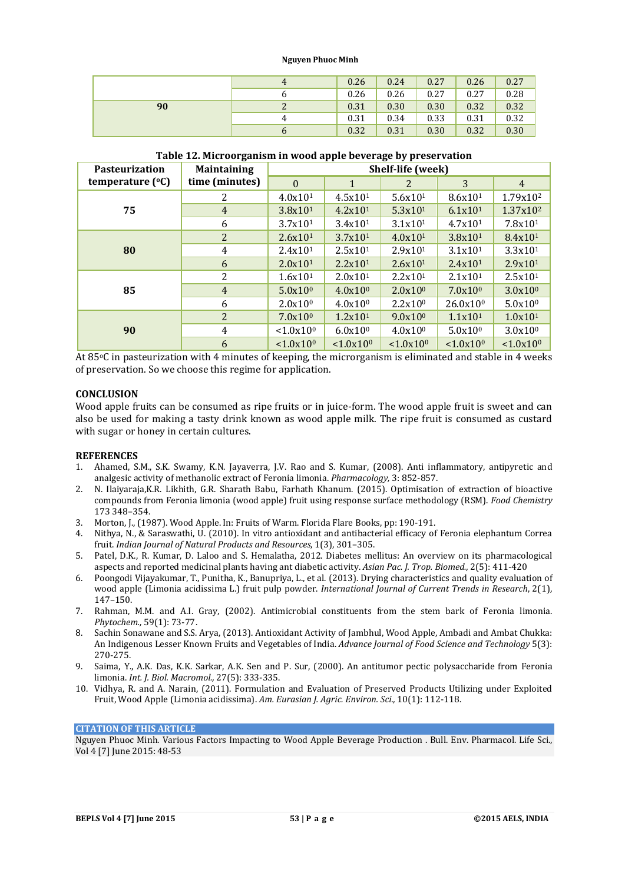| | | | | | | |
|---|---|---|---|---|---|---|
| | 4 | 0.26 | 0.24 | 0.27 | 0.26 | 0.27 |
| | 6 | 0.26 | 0.26 | 0.27 | 0.27 | 0.28 |
| 90 | 2 | 0.31 | 0.30 | 0.30 | 0.32 | 0.32 |
| | 4 | 0.31 | 0.34 | 0.33 | 0.31 | 0.32 |
| | 6 | 0.32 | 0.31 | 0.30 | 0.32 | 0.30 |

**Table 12. Microorganism in wood apple beverage by preservation**

| Pasteurization temperature (°C) | Maintaining time (minutes) | Shelf-life (week) | | | | |
|---|---|---|---|---|---|---|
| | | 0 | 1 | 2 | 3 | 4 |
| 75 | 2 | $4.0x10^1$ | $4.5x10^1$ | $5.6x10^1$ | $8.6x10^1$ | $1.79x10^2$ |
| | 4 | $3.8x10^1$ | $4.2x10^1$ | $5.3x10^1$ | $6.1x10^1$ | $1.37x10^2$ |
| | 6 | $3.7x10^1$ | $3.4x10^1$ | $3.1x10^1$ | $4.7x10^1$ | $7.8x10^1$ |
| 80 | 2 | $2.6x10^1$ | $3.7x10^1$ | $4.0x10^1$ | $3.8x10^1$ | $8.4x10^1$ |
| | 4 | $2.4x10^1$ | $2.5x10^1$ | $2.9x10^1$ | $3.1x10^1$ | $3.3x10^1$ |
| | 6 | $2.0x10^1$ | $2.2x10^1$ | $2.6x10^1$ | $2.4x10^1$ | $2.9x10^1$ |
| 85 | 2 | $1.6x10^1$ | $2.0x10^1$ | $2.2x10^1$ | $2.1x10^1$ | $2.5x10^1$ |
| | 4 | $5.0x10^0$ | $4.0x10^0$ | $2.0x10^0$ | $7.0x10^0$ | $3.0x10^0$ |
| | 6 | $2.0x10^0$ | $4.0x10^0$ | $2.2x10^0$ | $26.0x10^0$ | $5.0x10^0$ |
| 90 | 2 | $7.0x10^0$ | $1.2x10^1$ | $9.0x10^0$ | $1.1x10^1$ | $1.0x10^1$ |
| | 4 | $<1.0x10^0$ | $6.0x10^0$ | $4.0x10^0$ | $5.0x10^0$ | $3.0x10^0$ |
| | 6 | $<1.0x10^0$ | $<1.0x10^0$ | $<1.0x10^0$ | $<1.0x10^0$ | $<1.0x10^0$ |

At 85°C in pasteurization with 4 minutes of keeping, the microrganism is eliminated and stable in 4 weeks of preservation. So we choose this regime for application.

## CONCLUSION

Wood apple fruits can be consumed as ripe fruits or in juice-form. The wood apple fruit is sweet and can also be used for making a tasty drink known as wood apple milk. The ripe fruit is consumed as custard with sugar or honey in certain cultures.

## REFERENCES

1. Ahamed, S.M., S.K. Swamy, K.N. Jayaverra, J.V. Rao and S. Kumar, (2008). Anti inflammatory, antipyretic and analgesic activity of methanolic extract of Feronia limonia. *Pharmacology,* 3: 852-857.
2. N. Ilaiyaraja,K.R. Likhith, G.R. Sharath Babu, Farhath Khanum. (2015). Optimisation of extraction of bioactive compounds from Feronia limonia (wood apple) fruit using response surface methodology (RSM). *Food Chemistry* 173 348–354.
3. Morton, J., (1987). Wood Apple. In: Fruits of Warm. Florida Flare Books, pp: 190-191.
4. Nithya, N., & Saraswathi, U. (2010). In vitro antioxidant and antibacterial efficacy of Feronia elephantum Correa fruit. *Indian Journal of Natural Products and Resources*, 1(3), 301–305.
5. Patel, D.K., R. Kumar, D. Laloo and S. Hemalatha, 2012. Diabetes mellitus: An overview on its pharmacological aspects and reported medicinal plants having ant diabetic activity. *Asian Pac. J. Trop. Biomed.,* 2(5): 411-420
6. Poongodi Vijayakumar, T., Punitha, K., Banupriya, L., et al. (2013). Drying characteristics and quality evaluation of wood apple (Limonia acidissima L.) fruit pulp powder. *International Journal of Current Trends in Research*, 2(1), 147–150.
7. Rahman, M.M. and A.I. Gray, (2002). Antimicrobial constituents from the stem bark of Feronia limonia. *Phytochem.,* 59(1): 73-77.
8. Sachin Sonawane and S.S. Arya, (2013). Antioxidant Activity of Jambhul, Wood Apple, Ambadi and Ambat Chukka: An Indigenous Lesser Known Fruits and Vegetables of India. *Advance Journal of Food Science and Technology* 5(3): 270-275.
9. Saima, Y., A.K. Das, K.K. Sarkar, A.K. Sen and P. Sur, (2000). An antitumor pectic polysaccharide from Feronia limonia. *Int. J. Biol. Macromol.,* 27(5): 333-335.
10. Vidhya, R. and A. Narain, (2011). Formulation and Evaluation of Preserved Products Utilizing under Exploited Fruit, Wood Apple (Limonia acidissima). *Am. Eurasian J. Agric. Environ. Sci.,* 10(1): 112-118.

**CITATION OF THIS ARTICLE**

Nguyen Phuoc Minh. Various Factors Impacting to Wood Apple Beverage Production . Bull. Env. Pharmacol. Life Sci., Vol 4 [7] June 2015: 48-53